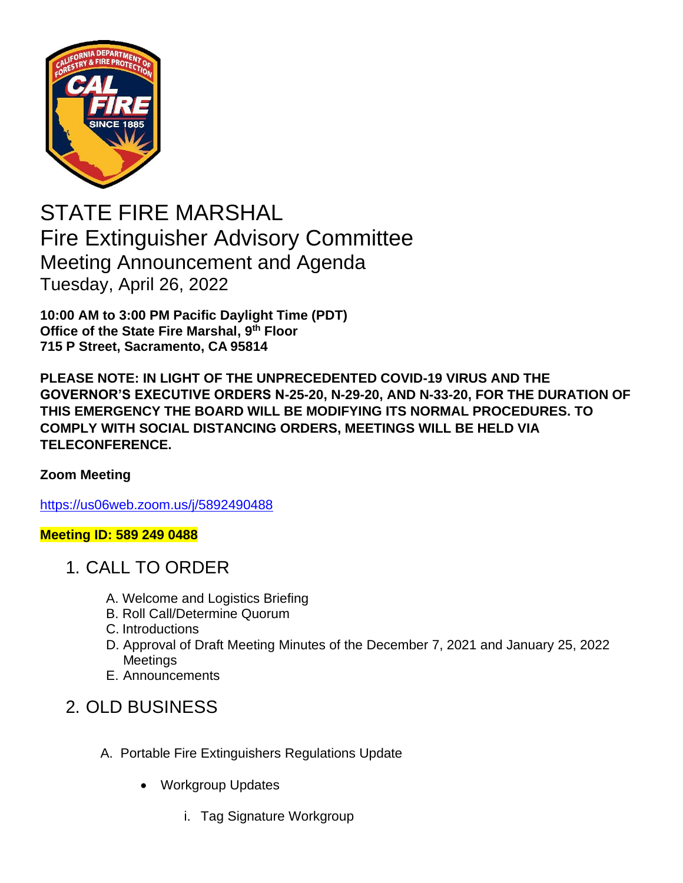# STATE FIRE MARSHAL

## Fire Extinguisher Advisory Committee

### Meeting Announcement and Agenda

Tuesday, April 26, 2022

**10:00 AM to 3:00 PM Pacific Daylight Time (PDT)**
**Office of the State Fire Marshal, 9th Floor**
**715 P Street, Sacramento, CA 95814**

**PLEASE NOTE: IN LIGHT OF THE UNPRECEDENTED COVID-19 VIRUS AND THE GOVERNOR'S EXECUTIVE ORDERS N-25-20, N-29-20, AND N-33-20, FOR THE DURATION OF THIS EMERGENCY THE BOARD WILL BE MODIFYING ITS NORMAL PROCEDURES. TO COMPLY WITH SOCIAL DISTANCING ORDERS, MEETINGS WILL BE HELD VIA TELECONFERENCE.**

**Zoom Meeting**

https://us06web.zoom.us/j/5892490488

**Meeting ID: 589 249 0488**

## 1. CALL TO ORDER

A. Welcome and Logistics Briefing
B. Roll Call/Determine Quorum
C. Introductions
D. Approval of Draft Meeting Minutes of the December 7, 2021 and January 25, 2022 Meetings
E. Announcements

## 2. OLD BUSINESS

A. Portable Fire Extinguishers Regulations Update

- Workgroup Updates

  i. Tag Signature Workgroup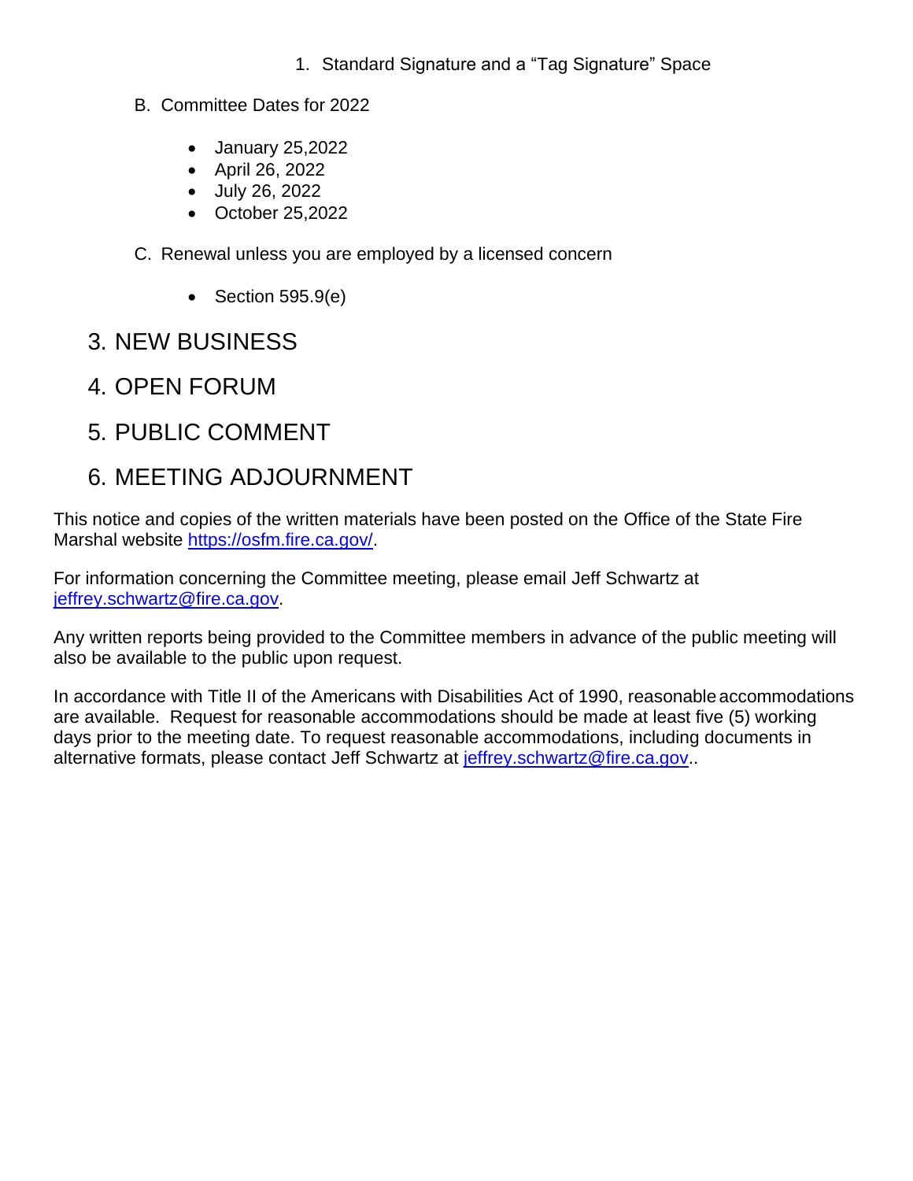1. Standard Signature and a "Tag Signature" Space

B. Committee Dates for 2022

- January 25,2022
- April 26, 2022
- July 26, 2022
- October 25,2022

C. Renewal unless you are employed by a licensed concern

- Section 595.9(e)

## 3. NEW BUSINESS

## 4. OPEN FORUM

## 5. PUBLIC COMMENT

## 6. MEETING ADJOURNMENT

This notice and copies of the written materials have been posted on the Office of the State Fire Marshal website [https://osfm.fire.ca.gov/](https://osfm.fire.ca.gov/).

For information concerning the Committee meeting, please email Jeff Schwartz at [jeffrey.schwartz@fire.ca.gov](mailto:jeffrey.schwartz@fire.ca.gov).

Any written reports being provided to the Committee members in advance of the public meeting will also be available to the public upon request.

In accordance with Title II of the Americans with Disabilities Act of 1990, reasonable accommodations are available. Request for reasonable accommodations should be made at least five (5) working days prior to the meeting date. To request reasonable accommodations, including documents in alternative formats, please contact Jeff Schwartz at [jeffrey.schwartz@fire.ca.gov](mailto:jeffrey.schwartz@fire.ca.gov)..